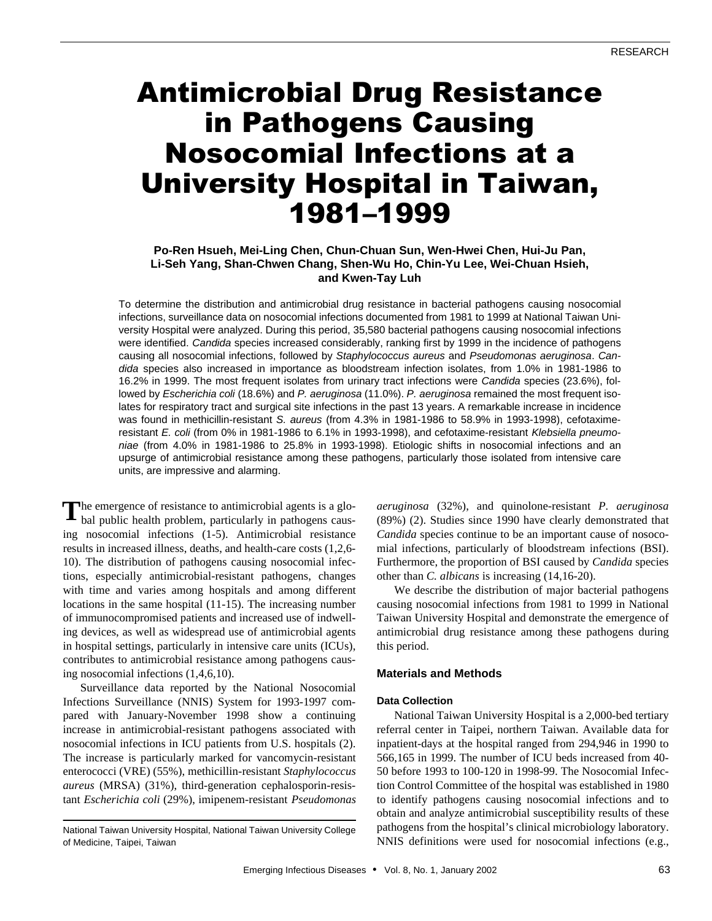RESEARCH

# Antimicrobial Drug Resistance in Pathogens Causing Nosocomial Infections at a University Hospital in Taiwan, 1981–1999

**Po-Ren Hsueh, Mei-Ling Chen, Chun-Chuan Sun, Wen-Hwei Chen, Hui-Ju Pan, Li-Seh Yang, Shan-Chwen Chang, Shen-Wu Ho, Chin-Yu Lee, Wei-Chuan Hsieh, and Kwen-Tay Luh**

To determine the distribution and antimicrobial drug resistance in bacterial pathogens causing nosocomial infections, surveillance data on nosocomial infections documented from 1981 to 1999 at National Taiwan University Hospital were analyzed. During this period, 35,580 bacterial pathogens causing nosocomial infections were identified. *Candida* species increased considerably, ranking first by 1999 in the incidence of pathogens causing all nosocomial infections, followed by *Staphylococcus aureus* and *Pseudomonas aeruginosa*. *Candida* species also increased in importance as bloodstream infection isolates, from 1.0% in 1981-1986 to 16.2% in 1999. The most frequent isolates from urinary tract infections were *Candida* species (23.6%), followed by *Escherichia coli* (18.6%) and *P. aeruginosa* (11.0%). *P. aeruginosa* remained the most frequent isolates for respiratory tract and surgical site infections in the past 13 years. A remarkable increase in incidence was found in methicillin-resistant *S. aureus* (from 4.3% in 1981-1986 to 58.9% in 1993-1998), cefotaxime-resistant *E. coli* (from 0% in 1981-1986 to 6.1% in 1993-1998), and cefotaxime-resistant *Klebsiella pneumoniae* (from 4.0% in 1981-1986 to 25.8% in 1993-1998). Etiologic shifts in nosocomial infections and an upsurge of antimicrobial resistance among these pathogens, particularly those isolated from intensive care units, are impressive and alarming.

The emergence of resistance to antimicrobial agents is a global public health problem, particularly in pathogens causing nosocomial infections (1-5). Antimicrobial resistance results in increased illness, deaths, and health-care costs (1,2,6-10). The distribution of pathogens causing nosocomial infections, especially antimicrobial-resistant pathogens, changes with time and varies among hospitals and among different locations in the same hospital (11-15). The increasing number of immunocompromised patients and increased use of indwelling devices, as well as widespread use of antimicrobial agents in hospital settings, particularly in intensive care units (ICUs), contributes to antimicrobial resistance among pathogens causing nosocomial infections (1,4,6,10).

Surveillance data reported by the National Nosocomial Infections Surveillance (NNIS) System for 1993-1997 compared with January-November 1998 show a continuing increase in antimicrobial-resistant pathogens associated with nosocomial infections in ICU patients from U.S. hospitals (2). The increase is particularly marked for vancomycin-resistant enterococci (VRE) (55%), methicillin-resistant *Staphylococcus aureus* (MRSA) (31%), third-generation cephalosporin-resistant *Escherichia coli* (29%), imipenem-resistant *Pseudomonas aeruginosa* (32%), and quinolone-resistant *P. aeruginosa* (89%) (2). Studies since 1990 have clearly demonstrated that *Candida* species continue to be an important cause of nosocomial infections, particularly of bloodstream infections (BSI). Furthermore, the proportion of BSI caused by *Candida* species other than *C. albicans* is increasing (14,16-20).

We describe the distribution of major bacterial pathogens causing nosocomial infections from 1981 to 1999 in National Taiwan University Hospital and demonstrate the emergence of antimicrobial drug resistance among these pathogens during this period.

National Taiwan University Hospital, National Taiwan University College of Medicine, Taipei, Taiwan

## Materials and Methods

### Data Collection

National Taiwan University Hospital is a 2,000-bed tertiary referral center in Taipei, northern Taiwan. Available data for inpatient-days at the hospital ranged from 294,946 in 1990 to 566,165 in 1999. The number of ICU beds increased from 40-50 before 1993 to 100-120 in 1998-99. The Nosocomial Infection Control Committee of the hospital was established in 1980 to identify pathogens causing nosocomial infections and to obtain and analyze antimicrobial susceptibility results of these pathogens from the hospital's clinical microbiology laboratory. NNIS definitions were used for nosocomial infections (e.g.,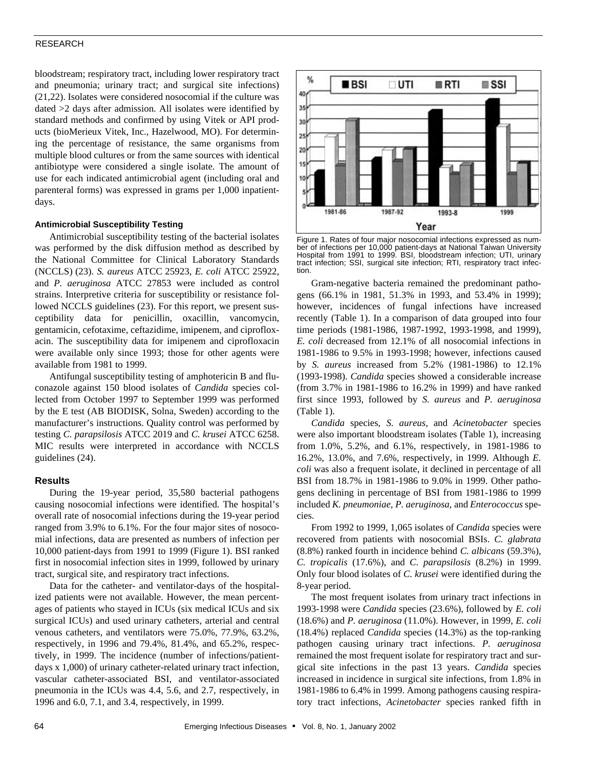bloodstream; respiratory tract, including lower respiratory tract and pneumonia; urinary tract; and surgical site infections) (21,22). Isolates were considered nosocomial if the culture was dated >2 days after admission. All isolates were identified by standard methods and confirmed by using Vitek or API products (bioMerieux Vitek, Inc., Hazelwood, MO). For determining the percentage of resistance, the same organisms from multiple blood cultures or from the same sources with identical antibiotype were considered a single isolate. The amount of use for each indicated antimicrobial agent (including oral and parenteral forms) was expressed in grams per 1,000 inpatient-days.

### Antimicrobial Susceptibility Testing

Antimicrobial susceptibility testing of the bacterial isolates was performed by the disk diffusion method as described by the National Committee for Clinical Laboratory Standards (NCCLS) (23). *S. aureus* ATCC 25923, *E. coli* ATCC 25922, and *P. aeruginosa* ATCC 27853 were included as control strains. Interpretive criteria for susceptibility or resistance followed NCCLS guidelines (23). For this report, we present susceptibility data for penicillin, oxacillin, vancomycin, gentamicin, cefotaxime, ceftazidime, imipenem, and ciprofloxacin. The susceptibility data for imipenem and ciprofloxacin were available only since 1993; those for other agents were available from 1981 to 1999.

Antifungal susceptibility testing of amphotericin B and fluconazole against 150 blood isolates of *Candida* species collected from October 1997 to September 1999 was performed by the E test (AB BIODISK, Solna, Sweden) according to the manufacturer's instructions. Quality control was performed by testing *C. parapsilosis* ATCC 2019 and *C. krusei* ATCC 6258. MIC results were interpreted in accordance with NCCLS guidelines (24).

## Results

During the 19-year period, 35,580 bacterial pathogens causing nosocomial infections were identified. The hospital's overall rate of nosocomial infections during the 19-year period ranged from 3.9% to 6.1%. For the four major sites of nosocomial infections, data are presented as numbers of infection per 10,000 patient-days from 1991 to 1999 (Figure 1). BSI ranked first in nosocomial infection sites in 1999, followed by urinary tract, surgical site, and respiratory tract infections.

Data for the catheter- and ventilator-days of the hospitalized patients were not available. However, the mean percentages of patients who stayed in ICUs (six medical ICUs and six surgical ICUs) and used urinary catheters, arterial and central venous catheters, and ventilators were 75.0%, 77.9%, 63.2%, respectively, in 1996 and 79.4%, 81.4%, and 65.2%, respectively, in 1999. The incidence (number of infections/patient-days x 1,000) of urinary catheter-related urinary tract infection, vascular catheter-associated BSI, and ventilator-associated pneumonia in the ICUs was 4.4, 5.6, and 2.7, respectively, in 1996 and 6.0, 7.1, and 3.4, respectively, in 1999.

Figure 1. Rates of four major nosocomial infections expressed as number of infections per 10,000 patient-days at National Taiwan University Hospital from 1991 to 1999. BSI, bloodstream infection; UTI, urinary tract infection; SSI, surgical site infection; RTI, respiratory tract infection.

Gram-negative bacteria remained the predominant pathogens (66.1% in 1981, 51.3% in 1993, and 53.4% in 1999); however, incidences of fungal infections have increased recently (Table 1). In a comparison of data grouped into four time periods (1981-1986, 1987-1992, 1993-1998, and 1999), *E. coli* decreased from 12.1% of all nosocomial infections in 1981-1986 to 9.5% in 1993-1998; however, infections caused by *S. aureus* increased from 5.2% (1981-1986) to 12.1% (1993-1998). *Candida* species showed a considerable increase (from 3.7% in 1981-1986 to 16.2% in 1999) and have ranked first since 1993, followed by *S. aureus* and *P. aeruginosa* (Table 1).

*Candida* species, *S. aureus,* and *Acinetobacter* species were also important bloodstream isolates (Table 1), increasing from 1.0%, 5.2%, and 6.1%, respectively, in 1981-1986 to 16.2%, 13.0%, and 7.6%, respectively, in 1999. Although *E. coli* was also a frequent isolate, it declined in percentage of all BSI from 18.7% in 1981-1986 to 9.0% in 1999. Other pathogens declining in percentage of BSI from 1981-1986 to 1999 included *K. pneumoniae, P. aeruginosa*, and *Enterococcus* species.

From 1992 to 1999, 1,065 isolates of *Candida* species were recovered from patients with nosocomial BSIs. *C. glabrata* (8.8%) ranked fourth in incidence behind *C. albicans* (59.3%), *C. tropicalis* (17.6%), and *C. parapsilosis* (8.2%) in 1999. Only four blood isolates of *C. krusei* were identified during the 8-year period.

The most frequent isolates from urinary tract infections in 1993-1998 were *Candida* species (23.6%), followed by *E. coli* (18.6%) and *P. aeruginosa* (11.0%). However, in 1999, *E. coli* (18.4%) replaced *Candida* species (14.3%) as the top-ranking pathogen causing urinary tract infections. *P. aeruginosa* remained the most frequent isolate for respiratory tract and surgical site infections in the past 13 years. *Candida* species increased in incidence in surgical site infections, from 1.8% in 1981-1986 to 6.4% in 1999. Among pathogens causing respiratory tract infections, *Acinetobacter* species ranked fifth in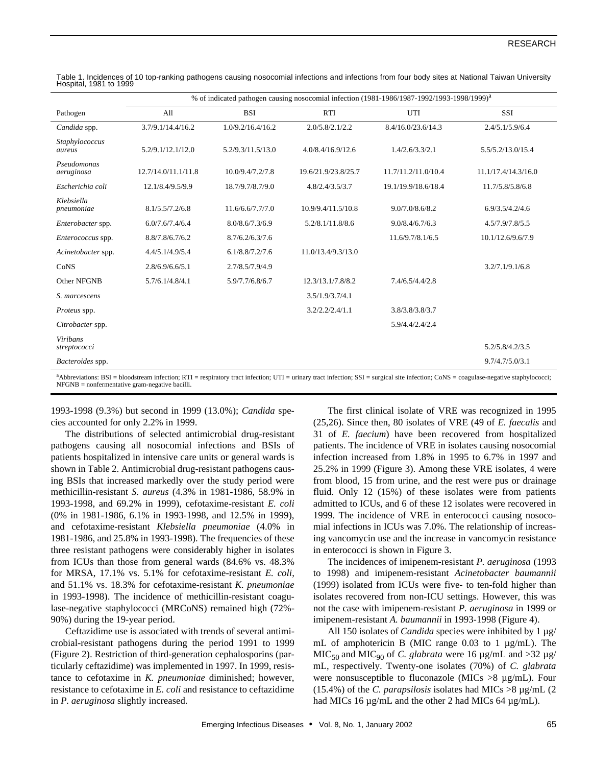Table 1. Incidences of 10 top-ranking pathogens causing nosocomial infections and infections from four body sites at National Taiwan University Hospital, 1981 to 1999

| Pathogen | % of indicated pathogen causing nosocomial infection (1981-1986/1987-1992/1993-1998/1999)[a] | | | | |
|---|---|---|---|---|---|
| | All | BSI | RTI | UTI | SSI |
| *Candida* spp. | 3.7/9.1/14.4/16.2 | 1.0/9.2/16.4/16.2 | 2.0/5.8/2.1/2.2 | 8.4/16.0/23.6/14.3 | 2.4/5.1/5.9/6.4 |
| *Staphylococcus aureus* | 5.2/9.1/12.1/12.0 | 5.2/9.3/11.5/13.0 | 4.0/8.4/16.9/12.6 | 1.4/2.6/3.3/2.1 | 5.5/5.2/13.0/15.4 |
| *Pseudomonas aeruginosa* | 12.7/14.0/11.1/11.8 | 10.0/9.4/7.2/7.8 | 19.6/21.9/23.8/25.7 | 11.7/11.2/11.0/10.4 | 11.1/17.4/14.3/16.0 |
| *Escherichia coli* | 12.1/8.4/9.5/9.9 | 18.7/9.7/8.7/9.0 | 4.8/2.4/3.5/3.7 | 19.1/19.9/18.6/18.4 | 11.7/5.8/5.8/6.8 |
| *Klebsiella pneumoniae* | 8.1/5.5/7.2/6.8 | 11.6/6.6/7.7/7.0 | 10.9/9.4/11.5/10.8 | 9.0/7.0/8.6/8.2 | 6.9/3.5/4.2/4.6 |
| *Enterobacter* spp. | 6.0/7.6/7.4/6.4 | 8.0/8.6/7.3/6.9 | 5.2/8.1/11.8/8.6 | 9.0/8.4/6.7/6.3 | 4.5/7.9/7.8/5.5 |
| *Enterococcus* spp. | 8.8/7.8/6.7/6.2 | 8.7/6.2/6.3/7.6 | | 11.6/9.7/8.1/6.5 | 10.1/12.6/9.6/7.9 |
| *Acinetobacter* spp. | 4.4/5.1/4.9/5.4 | 6.1/8.8/7.2/7.6 | 11.0/13.4/9.3/13.0 | | |
| CoNS | 2.8/6.9/6.6/5.1 | 2.7/8.5/7.9/4.9 | | | 3.2/7.1/9.1/6.8 |
| Other NFGNB | 5.7/6.1/4.8/4.1 | 5.9/7.7/6.8/6.7 | 12.3/13.1/7.8/8.2 | 7.4/6.5/4.4/2.8 | |
| *S. marcescens* | | | 3.5/1.9/3.7/4.1 | | |
| *Proteus* spp. | | | 3.2/2.2/2.4/1.1 | 3.8/3.8/3.8/3.7 | |
| *Citrobacter* spp. | | | | 5.9/4.4/2.4/2.4 | |
| *Viribans streptococci* | | | | | 5.2/5.8/4.2/3.5 |
| *Bacteroides* spp. | | | | | 9.7/4.7/5.0/3.1 |

[a]Abbreviations: BSI = bloodstream infection; RTI = respiratory tract infection; UTI = urinary tract infection; SSI = surgical site infection; CoNS = coagulase-negative staphylococci; NFGNB = nonfermentative gram-negative bacilli.

1993-1998 (9.3%) but second in 1999 (13.0%); *Candida* species accounted for only 2.2% in 1999.

The distributions of selected antimicrobial drug-resistant pathogens causing all nosocomial infections and BSIs of patients hospitalized in intensive care units or general wards is shown in Table 2. Antimicrobial drug-resistant pathogens causing BSIs that increased markedly over the study period were methicillin-resistant *S. aureus* (4.3% in 1981-1986, 58.9% in 1993-1998, and 69.2% in 1999), cefotaxime-resistant *E. coli* (0% in 1981-1986, 6.1% in 1993-1998, and 12.5% in 1999), and cefotaxime-resistant *Klebsiella pneumoniae* (4.0% in 1981-1986, and 25.8% in 1993-1998). The frequencies of these three resistant pathogens were considerably higher in isolates from ICUs than those from general wards (84.6% vs. 48.3% for MRSA, 17.1% vs. 5.1% for cefotaxime-resistant *E. coli*, and 51.1% vs. 18.3% for cefotaxime-resistant *K. pneumoniae* in 1993-1998). The incidence of methicillin-resistant coagulase-negative staphylococci (MRCoNS) remained high (72%-90%) during the 19-year period.

Ceftazidime use is associated with trends of several antimicrobial-resistant pathogens during the period 1991 to 1999 (Figure 2). Restriction of third-generation cephalosporins (particularly ceftazidime) was implemented in 1997. In 1999, resistance to cefotaxime in *K. pneumoniae* diminished; however, resistance to cefotaxime in *E. coli* and resistance to ceftazidime in *P. aeruginosa* slightly increased.

The first clinical isolate of VRE was recognized in 1995 (25,26). Since then, 80 isolates of VRE (49 of *E. faecalis* and 31 of *E. faecium*) have been recovered from hospitalized patients. The incidence of VRE in isolates causing nosocomial infection increased from 1.8% in 1995 to 6.7% in 1997 and 25.2% in 1999 (Figure 3). Among these VRE isolates, 4 were from blood, 15 from urine, and the rest were pus or drainage fluid. Only 12 (15%) of these isolates were from patients admitted to ICUs, and 6 of these 12 isolates were recovered in 1999. The incidence of VRE in enterococci causing nosocomial infections in ICUs was 7.0%. The relationship of increasing vancomycin use and the increase in vancomycin resistance in enterococci is shown in Figure 3.

The incidences of imipenem-resistant *P. aeruginosa* (1993 to 1998) and imipenem-resistant *Acinetobacter baumannii* (1999) isolated from ICUs were five- to ten-fold higher than isolates recovered from non-ICU settings. However, this was not the case with imipenem-resistant *P. aeruginosa* in 1999 or imipenem-resistant *A. baumannii* in 1993-1998 (Figure 4).

All 150 isolates of *Candida* species were inhibited by 1 µg/mL of amphotericin B (MIC range 0.03 to 1 µg/mL). The $MIC_{50}$ and $MIC_{90}$ of *C. glabrata* were 16 µg/mL and >32 µg/mL, respectively. Twenty-one isolates (70%) of *C. glabrata* were nonsusceptible to fluconazole (MICs >8 µg/mL). Four (15.4%) of the *C. parapsilosis* isolates had MICs >8 µg/mL (2 had MICs 16 µg/mL and the other 2 had MICs 64 µg/mL).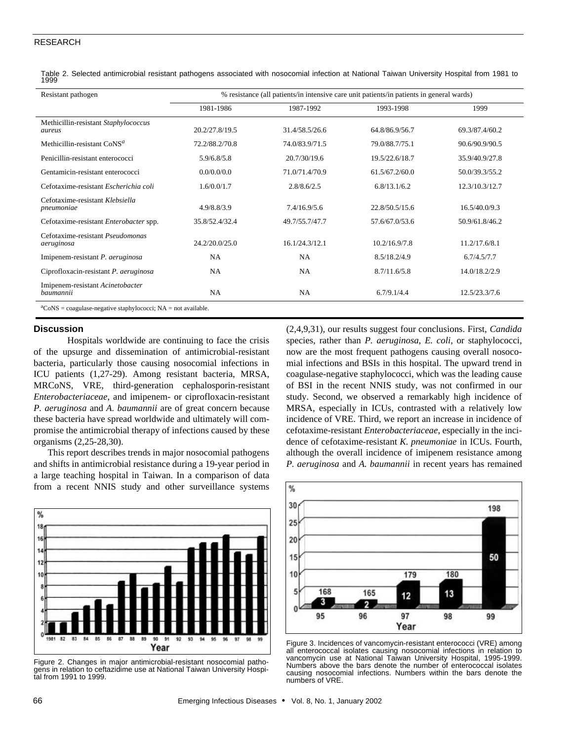Table 2. Selected antimicrobial resistant pathogens associated with nosocomial infection at National Taiwan University Hospital from 1981 to 1999

| Resistant pathogen | % resistance (all patients/in intensive care unit patients/in patients in general wards) | | | |
|---|---|---|---|---|
| | 1981-1986 | 1987-1992 | 1993-1998 | 1999 |
| Methicillin-resistant *Staphylococcus aureus* | 20.2/27.8/19.5 | 31.4/58.5/26.6 | 64.8/86.9/56.7 | 69.3/87.4/60.2 |
| Methicillin-resistant CoNS[a] | 72.2/88.2/70.8 | 74.0/83.9/71.5 | 79.0/88.7/75.1 | 90.6/90.9/90.5 |
| Penicillin-resistant enterococci | 5.9/6.8/5.8 | 20.7/30/19.6 | 19.5/22.6/18.7 | 35.9/40.9/27.8 |
| Gentamicin-resistant enterococci | 0.0/0.0/0.0 | 71.0/71.4/70.9 | 61.5/67.2/60.0 | 50.0/39.3/55.2 |
| Cefotaxime-resistant *Escherichia coli* | 1.6/0.0/1.7 | 2.8/8.6/2.5 | 6.8/13.1/6.2 | 12.3/10.3/12.7 |
| Cefotaxime-resistant *Klebsiella pneumoniae* | 4.9/8.8/3.9 | 7.4/16.9/5.6 | 22.8/50.5/15.6 | 16.5/40.0/9.3 |
| Cefotaxime-resistant *Enterobacter* spp. | 35.8/52.4/32.4 | 49.7/55.7/47.7 | 57.6/67.0/53.6 | 50.9/61.8/46.2 |
| Cefotaxime-resistant *Pseudomonas aeruginosa* | 24.2/20.0/25.0 | 16.1/24.3/12.1 | 10.2/16.9/7.8 | 11.2/17.6/8.1 |
| Imipenem-resistant *P. aeruginosa* | NA | NA | 8.5/18.2/4.9 | 6.7/4.5/7.7 |
| Ciprofloxacin-resistant *P. aeruginosa* | NA | NA | 8.7/11.6/5.8 | 14.0/18.2/2.9 |
| Imipenem-resistant *Acinetobacter baumannii* | NA | NA | 6.7/9.1/4.4 | 12.5/23.3/7.6 |

[a]CoNS = coagulase-negative staphylococci; NA = not available.

## Discussion

Hospitals worldwide are continuing to face the crisis of the upsurge and dissemination of antimicrobial-resistant bacteria, particularly those causing nosocomial infections in ICU patients (1,27-29). Among resistant bacteria, MRSA, MRCoNS, VRE, third-generation cephalosporin-resistant *Enterobacteriaceae*, and imipenem- or ciprofloxacin-resistant *P. aeruginosa* and *A. baumannii* are of great concern because these bacteria have spread worldwide and ultimately will compromise the antimicrobial therapy of infections caused by these organisms (2,25-28,30).

This report describes trends in major nosocomial pathogens and shifts in antimicrobial resistance during a 19-year period in a large teaching hospital in Taiwan. In a comparison of data from a recent NNIS study and other surveillance systems (2,4,9,31), our results suggest four conclusions. First, *Candida* species, rather than *P. aeruginosa*, *E. coli*, or staphylococci, now are the most frequent pathogens causing overall nosocomial infections and BSIs in this hospital. The upward trend in coagulase-negative staphylococci, which was the leading cause of BSI in the recent NNIS study, was not confirmed in our study. Second, we observed a remarkably high incidence of MRSA, especially in ICUs, contrasted with a relatively low incidence of VRE. Third, we report an increase in incidence of cefotaxime-resistant *Enterobacteriaceae*, especially in the incidence of cefotaxime-resistant *K. pneumoniae* in ICUs. Fourth, although the overall incidence of imipenem resistance among *P. aeruginosa* and *A. baumannii* in recent years has remained

Figure 2. Changes in major antimicrobial-resistant nosocomial pathogens in relation to ceftazidime use at National Taiwan University Hospital from 1991 to 1999.

Figure 3. Incidences of vancomycin-resistant enterococci (VRE) among all enterococcal isolates causing nosocomial infections in relation to vancomycin use at National Taiwan University Hospital, 1995-1999. Numbers above the bars denote the number of enterococcal isolates causing nosocomial infections. Numbers within the bars denote the numbers of VRE.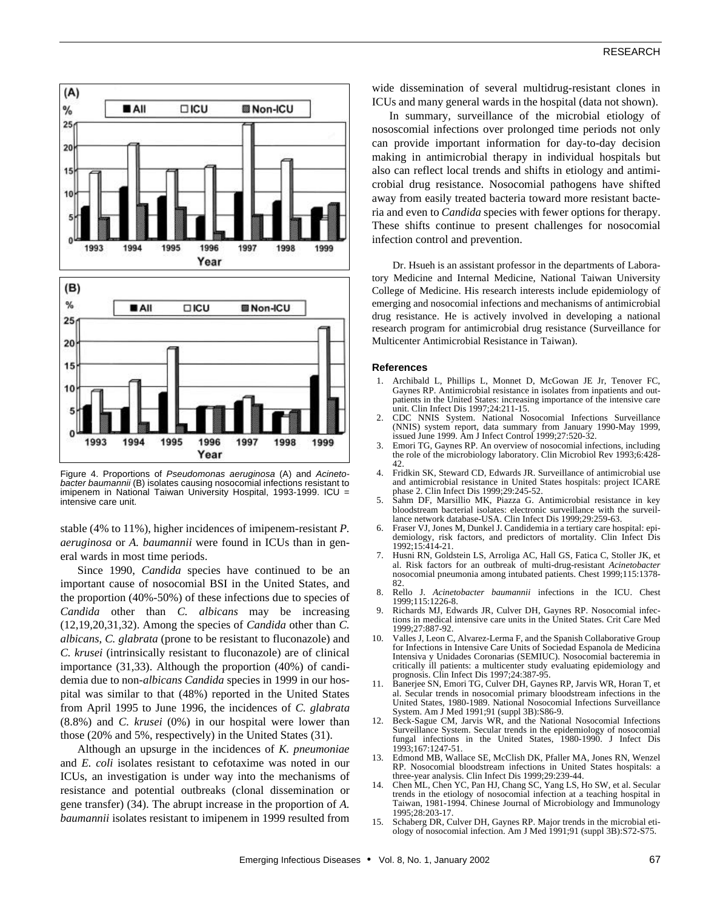Figure 4. Proportions of *Pseudomonas aeruginosa* (A) and *Acinetobacter baumannii* (B) isolates causing nosocomial infections resistant to imipenem in National Taiwan University Hospital, 1993-1999. ICU = intensive care unit.

stable (4% to 11%), higher incidences of imipenem-resistant *P. aeruginosa* or *A. baumannii* were found in ICUs than in general wards in most time periods.

Since 1990, *Candida* species have continued to be an important cause of nosocomial BSI in the United States, and the proportion (40%-50%) of these infections due to species of *Candida* other than *C. albicans* may be increasing (12,19,20,31,32). Among the species of *Candida* other than *C. albicans, C. glabrata* (prone to be resistant to fluconazole) and *C. krusei* (intrinsically resistant to fluconazole) are of clinical importance (31,33). Although the proportion (40%) of candidemia due to non-*albicans Candida* species in 1999 in our hospital was similar to that (48%) reported in the United States from April 1995 to June 1996, the incidences of *C. glabrata* (8.8%) and *C. krusei* (0%) in our hospital were lower than those (20% and 5%, respectively) in the United States (31).

Although an upsurge in the incidences of *K. pneumoniae* and *E. coli* isolates resistant to cefotaxime was noted in our ICUs, an investigation is under way into the mechanisms of resistance and potential outbreaks (clonal dissemination or gene transfer) (34). The abrupt increase in the proportion of *A. baumannii* isolates resistant to imipenem in 1999 resulted from wide dissemination of several multidrug-resistant clones in ICUs and many general wards in the hospital (data not shown).

In summary, surveillance of the microbial etiology of nososcomial infections over prolonged time periods not only can provide important information for day-to-day decision making in antimicrobial therapy in individual hospitals but also can reflect local trends and shifts in etiology and antimicrobial drug resistance. Nosocomial pathogens have shifted away from easily treated bacteria toward more resistant bacteria and even to *Candida* species with fewer options for therapy. These shifts continue to present challenges for nosocomial infection control and prevention.

Dr. Hsueh is an assistant professor in the departments of Laboratory Medicine and Internal Medicine, National Taiwan University College of Medicine. His research interests include epidemiology of emerging and nosocomial infections and mechanisms of antimicrobial drug resistance. He is actively involved in developing a national research program for antimicrobial drug resistance (Surveillance for Multicenter Antimicrobial Resistance in Taiwan).

### References

1. Archibald L, Phillips L, Monnet D, McGowan JE Jr, Tenover FC, Gaynes RP. Antimicrobial resistance in isolates from inpatients and outpatients in the United States: increasing importance of the intensive care unit. Clin Infect Dis 1997;24:211-15.
2. CDC NNIS System. National Nosocomial Infections Surveillance (NNIS) system report, data summary from January 1990-May 1999, issued June 1999. Am J Infect Control 1999;27:520-32.
3. Emori TG, Gaynes RP. An overview of nosocomial infections, including the role of the microbiology laboratory. Clin Microbiol Rev 1993;6:428-42.
4. Fridkin SK, Steward CD, Edwards JR. Surveillance of antimicrobial use and antimicrobial resistance in United States hospitals: project ICARE phase 2. Clin Infect Dis 1999;29:245-52.
5. Sahm DF, Marsillio MK, Piazza G. Antimicrobial resistance in key bloodstream bacterial isolates: electronic surveillance with the surveillance network database-USA. Clin Infect Dis 1999;29:259-63.
6. Fraser VJ, Jones M, Dunkel J. Candidemia in a tertiary care hospital: epidemiology, risk factors, and predictors of mortality. Clin Infect Dis 1992;15:414-21.
7. Husni RN, Goldstein LS, Arroliga AC, Hall GS, Fatica C, Stoller JK, et al. Risk factors for an outbreak of multi-drug-resistant *Acinetobacter* nosocomial pneumonia among intubated patients. Chest 1999;115:1378-82.
8. Rello J. *Acinetobacter baumannii* infections in the ICU. Chest 1999;115:1226-8.
9. Richards MJ, Edwards JR, Culver DH, Gaynes RP. Nosocomial infections in medical intensive care units in the United States. Crit Care Med 1999;27:887-92.
10. Valles J, Leon C, Alvarez-Lerma F, and the Spanish Collaborative Group for Infections in Intensive Care Units of Sociedad Espanola de Medicina Intensiva y Unidades Coronarias (SEMIUC). Nosocomial bacteremia in critically ill patients: a multicenter study evaluating epidemiology and prognosis. Clin Infect Dis 1997;24:387-95.
11. Banerjee SN, Emori TG, Culver DH, Gaynes RP, Jarvis WR, Horan T, et al. Secular trends in nosocomial primary bloodstream infections in the United States, 1980-1989. National Nosocomial Infections Surveillance System. Am J Med 1991;91 (suppl 3B):S86-9.
12. Beck-Sague CM, Jarvis WR, and the National Nosocomial Infections Surveillance System. Secular trends in the epidemiology of nosocomial fungal infections in the United States, 1980-1990. J Infect Dis 1993;167:1247-51.
13. Edmond MB, Wallace SE, McClish DK, Pfaller MA, Jones RN, Wenzel RP. Nosocomial bloodstream infections in United States hospitals: a three-year analysis. Clin Infect Dis 1999;29:239-44.
14. Chen ML, Chen YC, Pan HJ, Chang SC, Yang LS, Ho SW, et al. Secular trends in the etiology of nosocomial infection at a teaching hospital in Taiwan, 1981-1994. Chinese Journal of Microbiology and Immunology 1995;28:203-17.
15. Schaberg DR, Culver DH, Gaynes RP. Major trends in the microbial etiology of nosocomial infection. Am J Med 1991;91 (suppl 3B):S72-S75.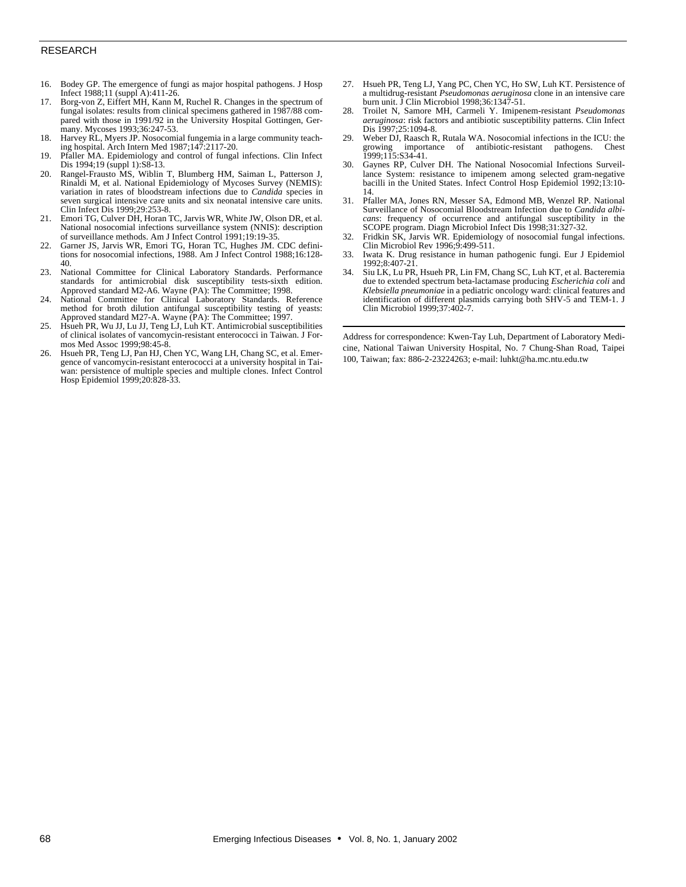16. Bodey GP. The emergence of fungi as major hospital pathogens. J Hosp Infect 1988;11 (suppl A):411-26.
17. Borg-von Z, Eiffert MH, Kann M, Ruchel R. Changes in the spectrum of fungal isolates: results from clinical specimens gathered in 1987/88 compared with those in 1991/92 in the University Hospital Gottingen, Germany. Mycoses 1993;36:247-53.
18. Harvey RL, Myers JP. Nosocomial fungemia in a large community teaching hospital. Arch Intern Med 1987;147:2117-20.
19. Pfaller MA. Epidemiology and control of fungal infections. Clin Infect Dis 1994;19 (suppl 1):S8-13.
20. Rangel-Frausto MS, Wiblin T, Blumberg HM, Saiman L, Patterson J, Rinaldi M, et al. National Epidemiology of Mycoses Survey (NEMIS): variation in rates of bloodstream infections due to *Candida* species in seven surgical intensive care units and six neonatal intensive care units. Clin Infect Dis 1999;29:253-8.
21. Emori TG, Culver DH, Horan TC, Jarvis WR, White JW, Olson DR, et al. National nosocomial infections surveillance system (NNIS): description of surveillance methods. Am J Infect Control 1991;19:19-35.
22. Garner JS, Jarvis WR, Emori TG, Horan TC, Hughes JM. CDC definitions for nosocomial infections, 1988. Am J Infect Control 1988;16:128-40.
23. National Committee for Clinical Laboratory Standards. Performance standards for antimicrobial disk susceptibility tests-sixth edition. Approved standard M2-A6. Wayne (PA): The Committee; 1998.
24. National Committee for Clinical Laboratory Standards. Reference method for broth dilution antifungal susceptibility testing of yeasts: Approved standard M27-A. Wayne (PA): The Committee; 1997.
25. Hsueh PR, Wu JJ, Lu JJ, Teng LJ, Luh KT. Antimicrobial susceptibilities of clinical isolates of vancomycin-resistant enterococci in Taiwan. J Formos Med Assoc 1999;98:45-8.
26. Hsueh PR, Teng LJ, Pan HJ, Chen YC, Wang LH, Chang SC, et al. Emergence of vancomycin-resistant enterococci at a university hospital in Taiwan: persistence of multiple species and multiple clones. Infect Control Hosp Epidemiol 1999;20:828-33.
27. Hsueh PR, Teng LJ, Yang PC, Chen YC, Ho SW, Luh KT. Persistence of a multidrug-resistant *Pseudomonas aeruginosa* clone in an intensive care burn unit. J Clin Microbiol 1998;36:1347-51.
28. Troilet N, Samore MH, Carmeli Y. Imipenem-resistant *Pseudomonas aeruginosa*: risk factors and antibiotic susceptibility patterns. Clin Infect Dis 1997;25:1094-8.
29. Weber DJ, Raasch R, Rutala WA. Nosocomial infections in the ICU: the growing importance of antibiotic-resistant pathogens. Chest 1999;115:S34-41.
30. Gaynes RP, Culver DH. The National Nosocomial Infections Surveillance System: resistance to imipenem among selected gram-negative bacilli in the United States. Infect Control Hosp Epidemiol 1992;13:10-14.
31. Pfaller MA, Jones RN, Messer SA, Edmond MB, Wenzel RP. National Surveillance of Nosocomial Bloodstream Infection due to *Candida albicans*: frequency of occurrence and antifungal susceptibility in the SCOPE program. Diagn Microbiol Infect Dis 1998;31:327-32.
32. Fridkin SK, Jarvis WR. Epidemiology of nosocomial fungal infections. Clin Microbiol Rev 1996;9:499-511.
33. Iwata K. Drug resistance in human pathogenic fungi. Eur J Epidemiol 1992;8:407-21.
34. Siu LK, Lu PR, Hsueh PR, Lin FM, Chang SC, Luh KT, et al. Bacteremia due to extended spectrum beta-lactamase producing *Escherichia coli* and *Klebsiella pneumoniae* in a pediatric oncology ward: clinical features and identification of different plasmids carrying both SHV-5 and TEM-1. J Clin Microbiol 1999;37:402-7.

Address for correspondence: Kwen-Tay Luh, Department of Laboratory Medicine, National Taiwan University Hospital, No. 7 Chung-Shan Road, Taipei 100, Taiwan; fax: 886-2-23224263; e-mail: luhkt@ha.mc.ntu.edu.tw